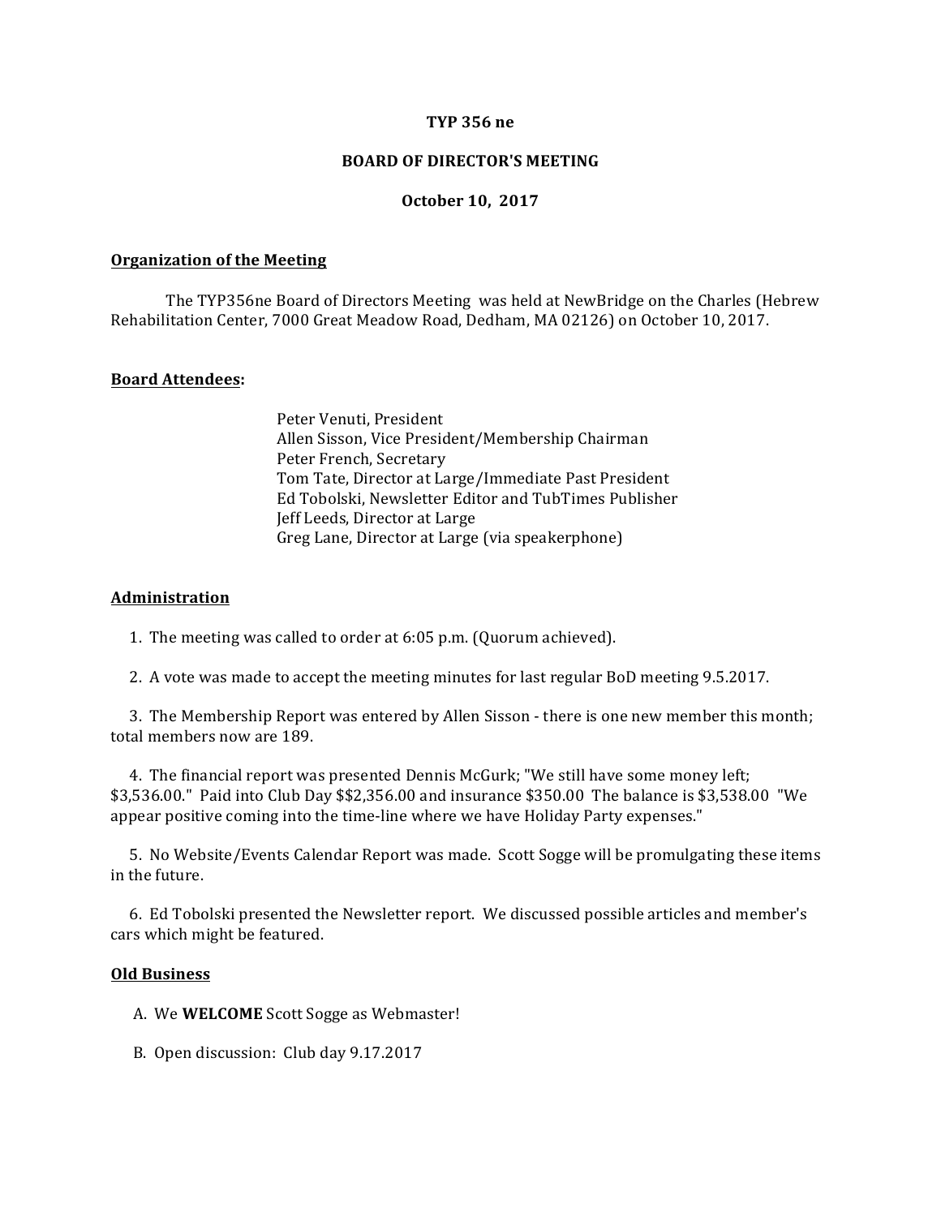**TYP 356 ne**

**BOARD OF DIRECTOR'S MEETING**

**October 10, 2017**

**Organization of the Meeting**

The TYP356ne Board of Directors Meeting was held at NewBridge on the Charles (Hebrew Rehabilitation Center, 7000 Great Meadow Road, Dedham, MA 02126) on October 10, 2017.

**Board Attendees:**

Peter Venuti, President
Allen Sisson, Vice President/Membership Chairman
Peter French, Secretary
Tom Tate, Director at Large/Immediate Past President
Ed Tobolski, Newsletter Editor and TubTimes Publisher
Jeff Leeds, Director at Large
Greg Lane, Director at Large (via speakerphone)

**Administration**

1. The meeting was called to order at 6:05 p.m. (Quorum achieved).

2. A vote was made to accept the meeting minutes for last regular BoD meeting 9.5.2017.

3. The Membership Report was entered by Allen Sisson - there is one new member this month; total members now are 189.

4. The financial report was presented Dennis McGurk; "We still have some money left; $3,536.00." Paid into Club Day $$2,356.00 and insurance $350.00 The balance is $3,538.00 "We appear positive coming into the time-line where we have Holiday Party expenses."

5. No Website/Events Calendar Report was made. Scott Sogge will be promulgating these items in the future.

6. Ed Tobolski presented the Newsletter report. We discussed possible articles and member's cars which might be featured.

**Old Business**

A. We **WELCOME** Scott Sogge as Webmaster!

B. Open discussion: Club day 9.17.2017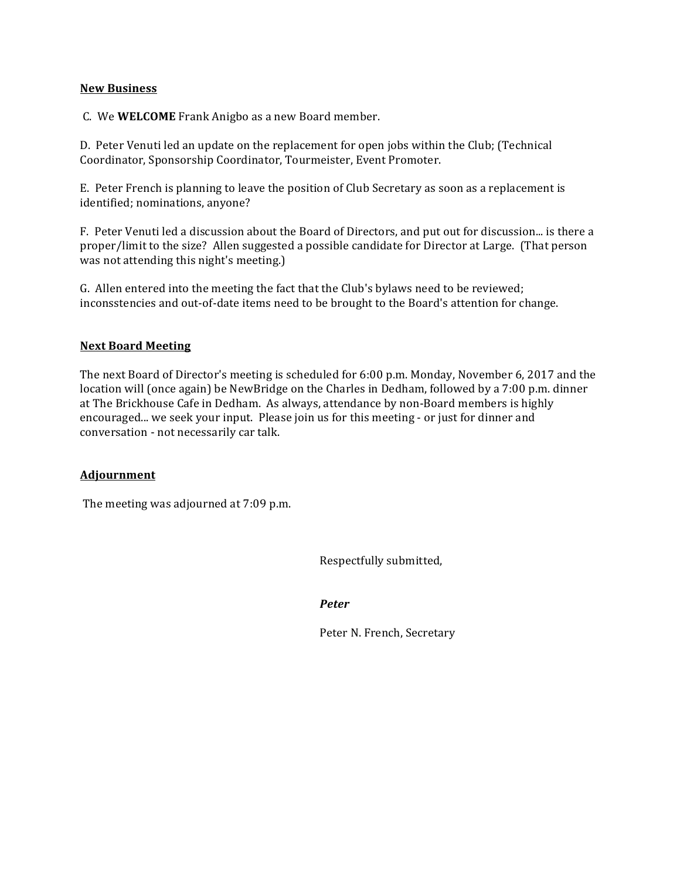**New Business**

C. We **WELCOME** Frank Anigbo as a new Board member.

D. Peter Venuti led an update on the replacement for open jobs within the Club; (Technical Coordinator, Sponsorship Coordinator, Tourmeister, Event Promoter.

E. Peter French is planning to leave the position of Club Secretary as soon as a replacement is identified; nominations, anyone?

F. Peter Venuti led a discussion about the Board of Directors, and put out for discussion... is there a proper/limit to the size? Allen suggested a possible candidate for Director at Large. (That person was not attending this night's meeting.)

G. Allen entered into the meeting the fact that the Club's bylaws need to be reviewed; inconsstencies and out-of-date items need to be brought to the Board's attention for change.

**Next Board Meeting**

The next Board of Director's meeting is scheduled for 6:00 p.m. Monday, November 6, 2017 and the location will (once again) be NewBridge on the Charles in Dedham, followed by a 7:00 p.m. dinner at The Brickhouse Cafe in Dedham. As always, attendance by non-Board members is highly encouraged... we seek your input. Please join us for this meeting - or just for dinner and conversation - not necessarily car talk.

**Adjournment**

The meeting was adjourned at 7:09 p.m.

Respectfully submitted,

***Peter***

Peter N. French, Secretary